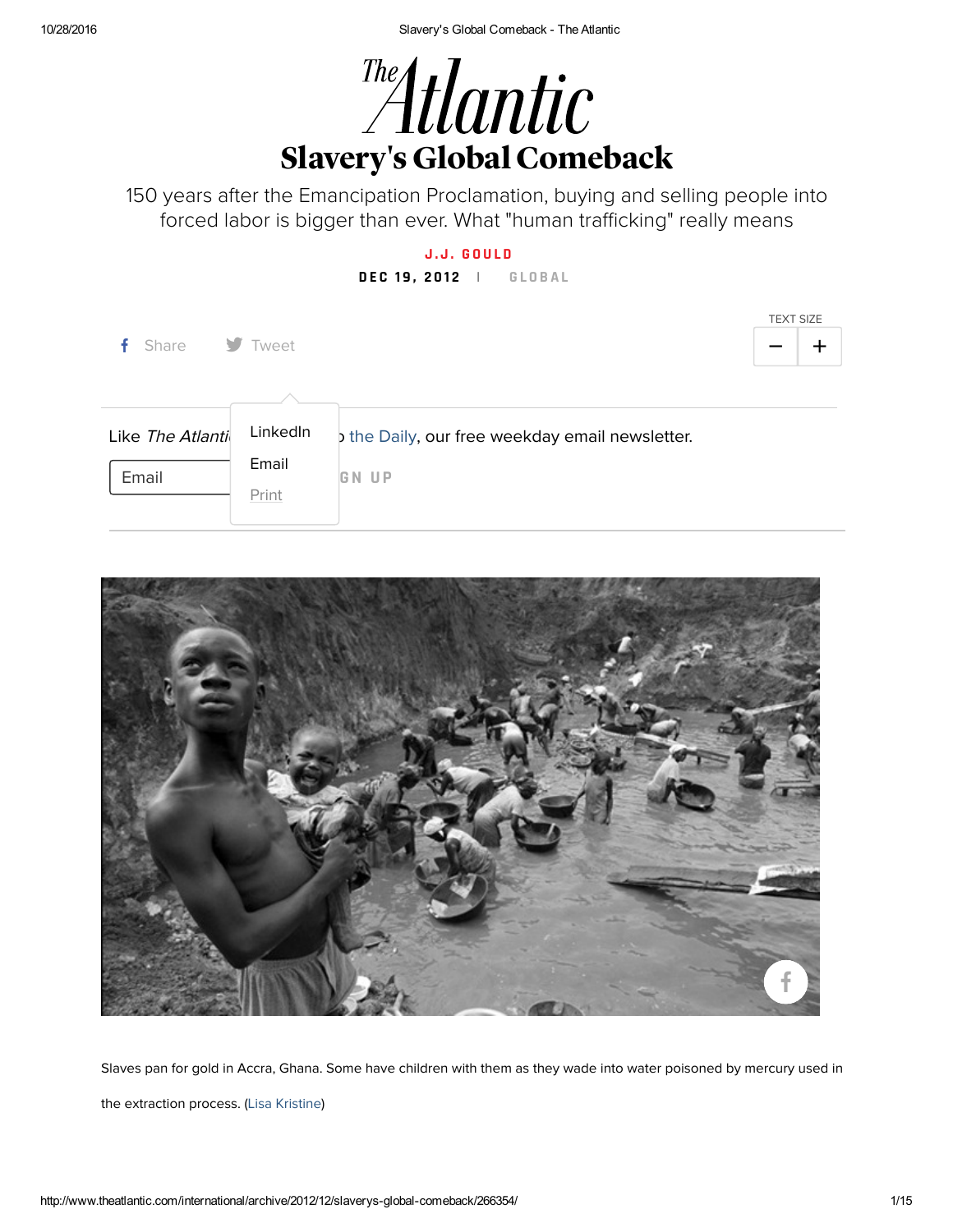# Slavery's Global Comeback

150 years after the Emancipation Proclamation, buying and selling people into forced labor is bigger than ever. What "human trafficking" really means

J.J. GOULD

DEC 19, 2012 | GLOBAL

Slaves pan for gold in Accra, Ghana. Some have children with them as they wade into water poisoned by mercury used in the extraction process. (Lisa Kristine)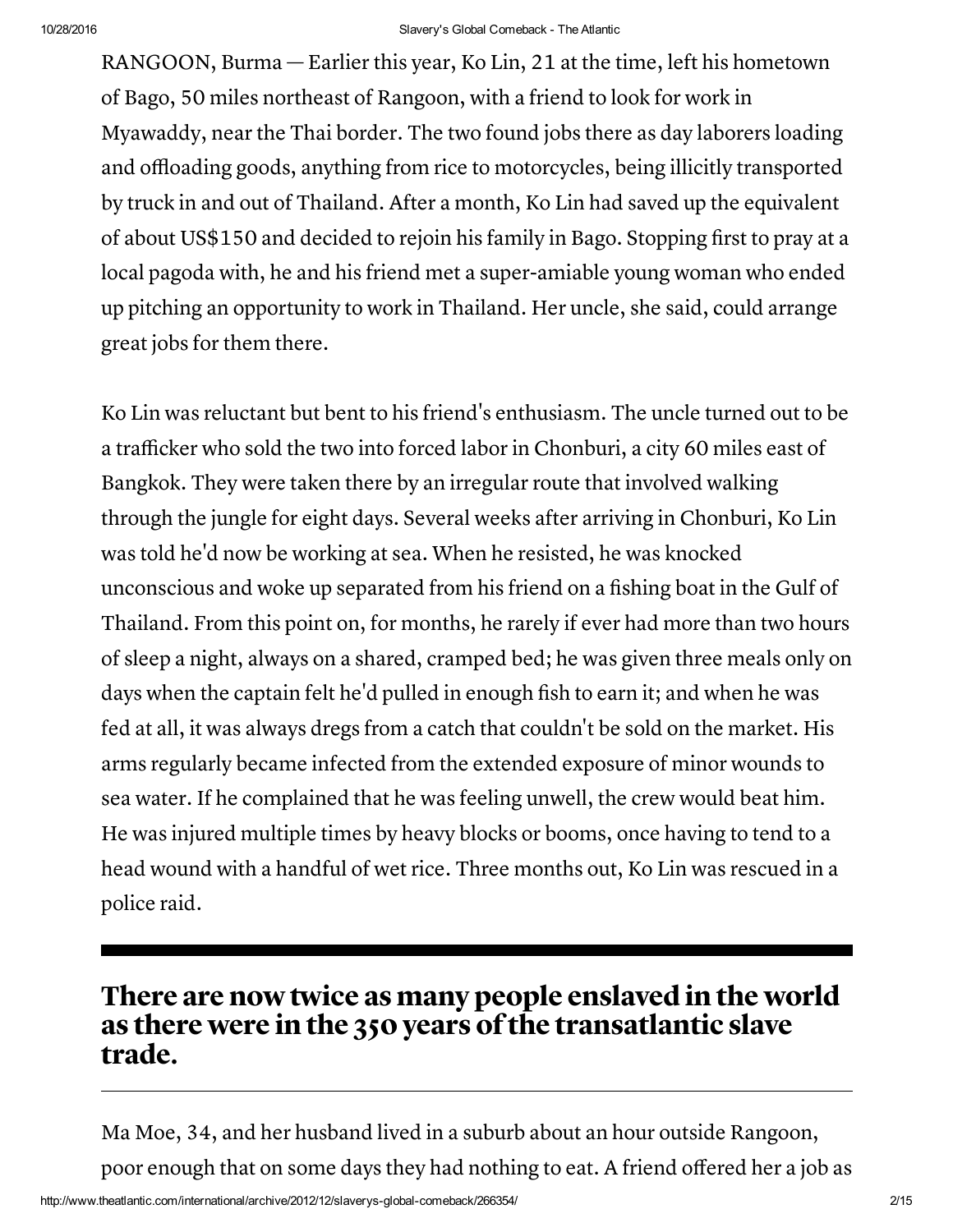RANGOON, Burma — Earlier this year, Ko Lin, 21 at the time, left his hometown of Bago, 50 miles northeast of Rangoon, with a friend to look for work in Myawaddy, near the Thai border. The two found jobs there as day laborers loading and offloading goods, anything from rice to motorcycles, being illicitly transported by truck in and out of Thailand. After a month, Ko Lin had saved up the equivalent of about US$150 and decided to rejoin his family in Bago. Stopping first to pray at a local pagoda with, he and his friend met a super-amiable young woman who ended up pitching an opportunity to work in Thailand. Her uncle, she said, could arrange great jobs for them there.

Ko Lin was reluctant but bent to his friend's enthusiasm. The uncle turned out to be a trafficker who sold the two into forced labor in Chonburi, a city 60 miles east of Bangkok. They were taken there by an irregular route that involved walking through the jungle for eight days. Several weeks after arriving in Chonburi, Ko Lin was told he'd now be working at sea. When he resisted, he was knocked unconscious and woke up separated from his friend on a fishing boat in the Gulf of Thailand. From this point on, for months, he rarely if ever had more than two hours of sleep a night, always on a shared, cramped bed; he was given three meals only on days when the captain felt he'd pulled in enough fish to earn it; and when he was fed at all, it was always dregs from a catch that couldn't be sold on the market. His arms regularly became infected from the extended exposure of minor wounds to sea water. If he complained that he was feeling unwell, the crew would beat him. He was injured multiple times by heavy blocks or booms, once having to tend to a head wound with a handful of wet rice. Three months out, Ko Lin was rescued in a police raid.

---

## There are now twice as many people enslaved in the world as there were in the 350 years of the transatlantic slave trade.

---

Ma Moe, 34, and her husband lived in a suburb about an hour outside Rangoon, poor enough that on some days they had nothing to eat. A friend offered her a job as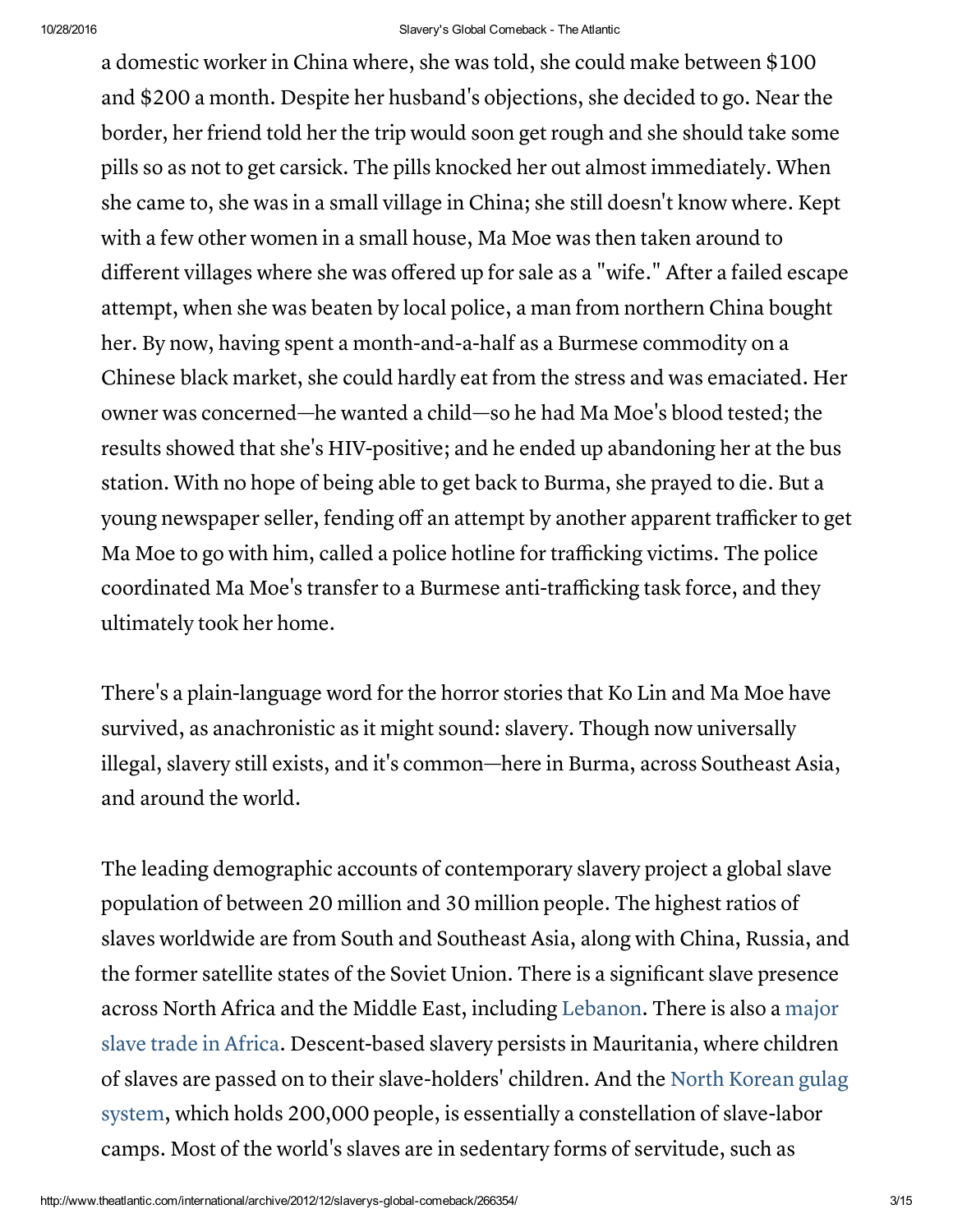a domestic worker in China where, she was told, she could make between $100 and $200 a month. Despite her husband's objections, she decided to go. Near the border, her friend told her the trip would soon get rough and she should take some pills so as not to get carsick. The pills knocked her out almost immediately. When she came to, she was in a small village in China; she still doesn't know where. Kept with a few other women in a small house, Ma Moe was then taken around to different villages where she was offered up for sale as a "wife." After a failed escape attempt, when she was beaten by local police, a man from northern China bought her. By now, having spent a month-and-a-half as a Burmese commodity on a Chinese black market, she could hardly eat from the stress and was emaciated. Her owner was concerned—he wanted a child—so he had Ma Moe's blood tested; the results showed that she's HIV-positive; and he ended up abandoning her at the bus station. With no hope of being able to get back to Burma, she prayed to die. But a young newspaper seller, fending off an attempt by another apparent trafficker to get Ma Moe to go with him, called a police hotline for trafficking victims. The police coordinated Ma Moe's transfer to a Burmese anti-trafficking task force, and they ultimately took her home.

There's a plain-language word for the horror stories that Ko Lin and Ma Moe have survived, as anachronistic as it might sound: slavery. Though now universally illegal, slavery still exists, and it's common—here in Burma, across Southeast Asia, and around the world.

The leading demographic accounts of contemporary slavery project a global slave population of between 20 million and 30 million people. The highest ratios of slaves worldwide are from South and Southeast Asia, along with China, Russia, and the former satellite states of the Soviet Union. There is a significant slave presence across North Africa and the Middle East, including Lebanon. There is also a major slave trade in Africa. Descent-based slavery persists in Mauritania, where children of slaves are passed on to their slave-holders' children. And the North Korean gulag system, which holds 200,000 people, is essentially a constellation of slave-labor camps. Most of the world's slaves are in sedentary forms of servitude, such as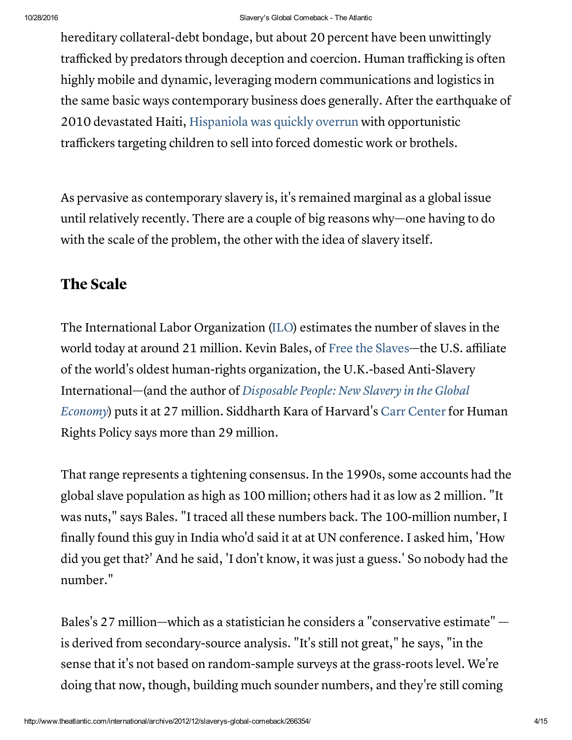hereditary collateral-debt bondage, but about 20 percent have been unwittingly trafficked by predators through deception and coercion. Human trafficking is often highly mobile and dynamic, leveraging modern communications and logistics in the same basic ways contemporary business does generally. After the earthquake of 2010 devastated Haiti, Hispaniola was quickly overrun with opportunistic traffickers targeting children to sell into forced domestic work or brothels.

As pervasive as contemporary slavery is, it's remained marginal as a global issue until relatively recently. There are a couple of big reasons why—one having to do with the scale of the problem, the other with the idea of slavery itself.

## The Scale

The International Labor Organization (ILO) estimates the number of slaves in the world today at around 21 million. Kevin Bales, of Free the Slaves—the U.S. affiliate of the world's oldest human-rights organization, the U.K.-based Anti-Slavery International—(and the author of *Disposable People: New Slavery in the Global Economy*) puts it at 27 million. Siddharth Kara of Harvard's Carr Center for Human Rights Policy says more than 29 million.

That range represents a tightening consensus. In the 1990s, some accounts had the global slave population as high as 100 million; others had it as low as 2 million. "It was nuts," says Bales. "I traced all these numbers back. The 100-million number, I finally found this guy in India who'd said it at at UN conference. I asked him, 'How did you get that?' And he said, 'I don't know, it was just a guess.' So nobody had the number."

Bales's 27 million—which as a statistician he considers a "conservative estimate" — is derived from secondary-source analysis. "It's still not great," he says, "in the sense that it's not based on random-sample surveys at the grass-roots level. We're doing that now, though, building much sounder numbers, and they're still coming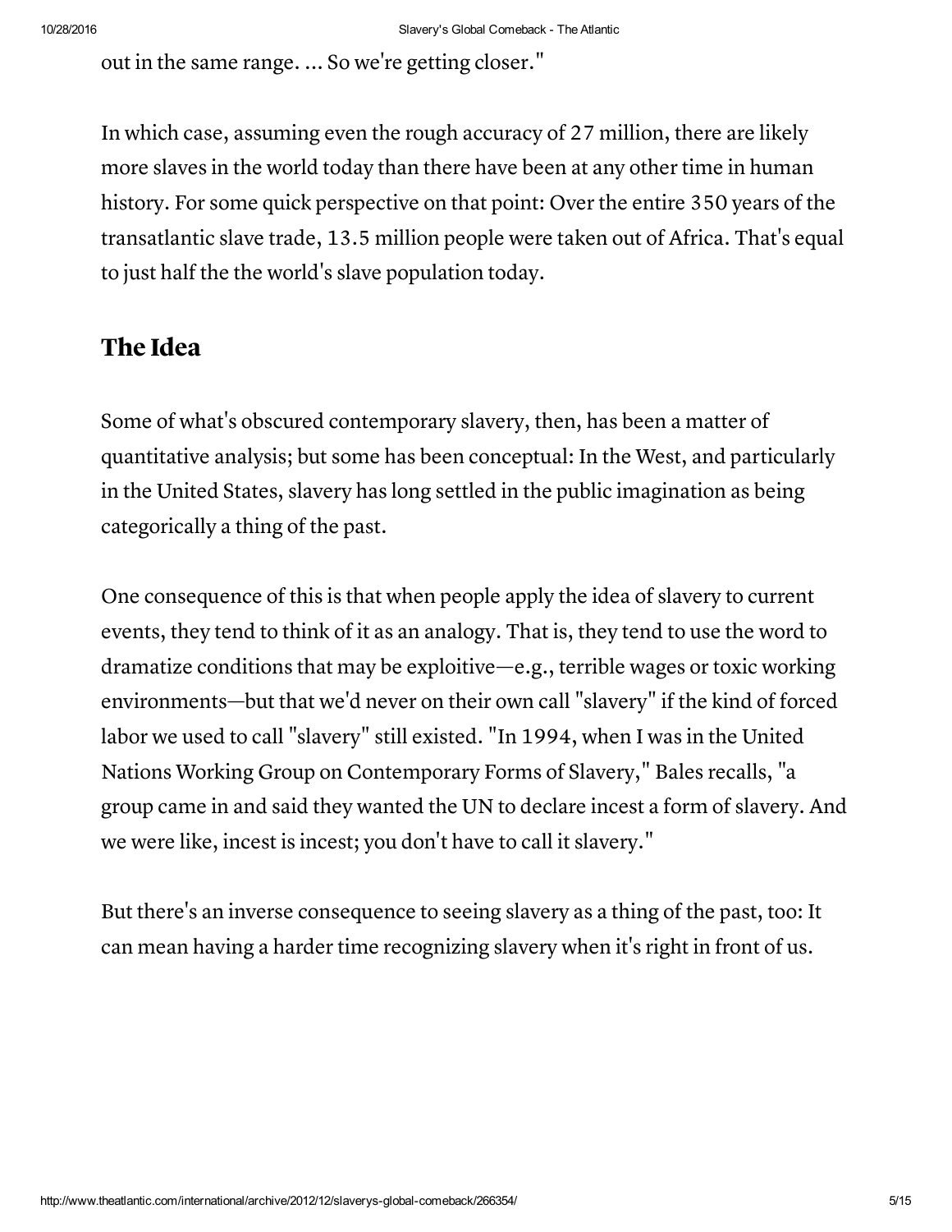out in the same range. ... So we're getting closer."

In which case, assuming even the rough accuracy of 27 million, there are likely more slaves in the world today than there have been at any other time in human history. For some quick perspective on that point: Over the entire 350 years of the transatlantic slave trade, 13.5 million people were taken out of Africa. That's equal to just half the the world's slave population today.

## The Idea

Some of what's obscured contemporary slavery, then, has been a matter of quantitative analysis; but some has been conceptual: In the West, and particularly in the United States, slavery has long settled in the public imagination as being categorically a thing of the past.

One consequence of this is that when people apply the idea of slavery to current events, they tend to think of it as an analogy. That is, they tend to use the word to dramatize conditions that may be exploitive—e.g., terrible wages or toxic working environments—but that we'd never on their own call "slavery" if the kind of forced labor we used to call "slavery" still existed. "In 1994, when I was in the United Nations Working Group on Contemporary Forms of Slavery," Bales recalls, "a group came in and said they wanted the UN to declare incest a form of slavery. And we were like, incest is incest; you don't have to call it slavery."

But there's an inverse consequence to seeing slavery as a thing of the past, too: It can mean having a harder time recognizing slavery when it's right in front of us.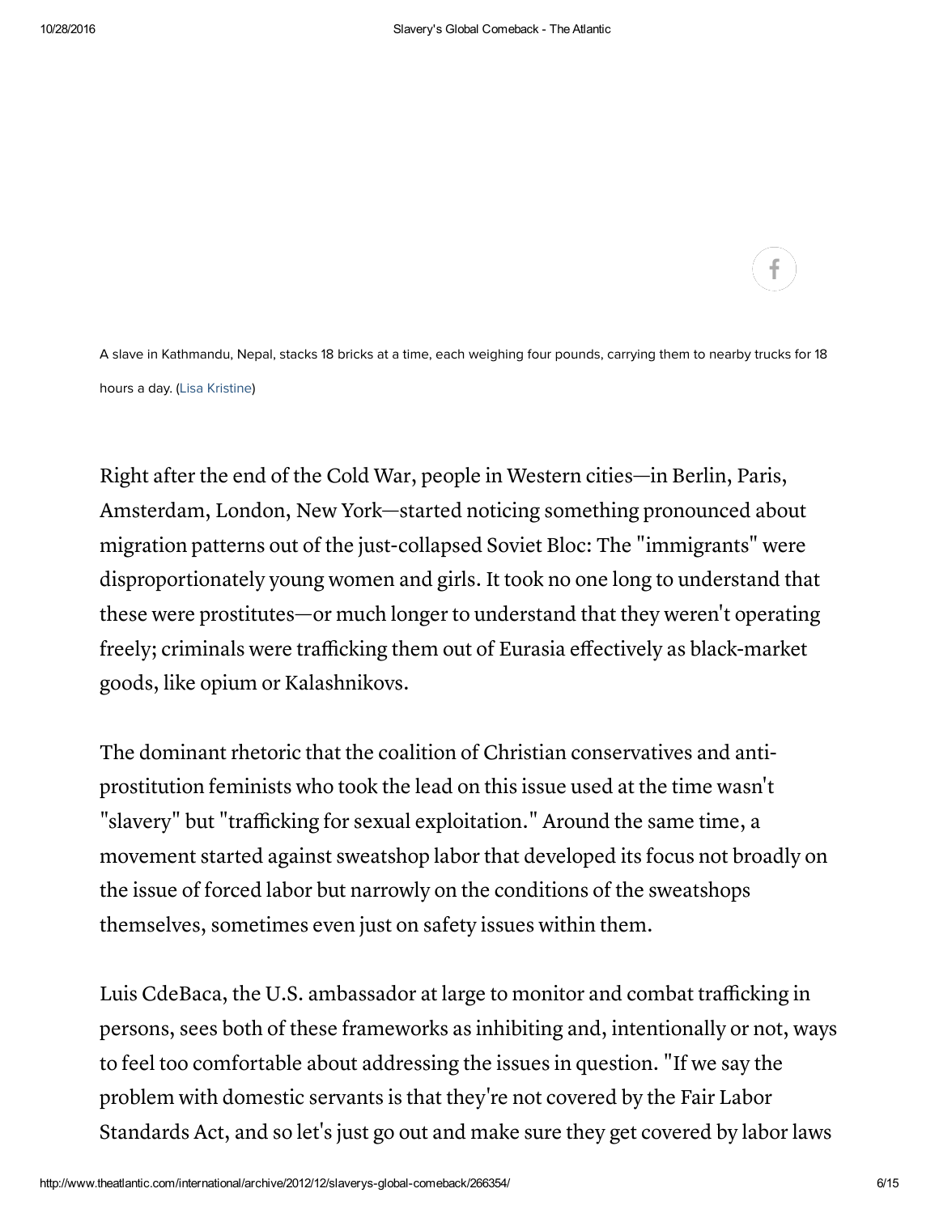A slave in Kathmandu, Nepal, stacks 18 bricks at a time, each weighing four pounds, carrying them to nearby trucks for 18 hours a day. (Lisa Kristine)

Right after the end of the Cold War, people in Western cities—in Berlin, Paris, Amsterdam, London, New York—started noticing something pronounced about migration patterns out of the just-collapsed Soviet Bloc: The "immigrants" were disproportionately young women and girls. It took no one long to understand that these were prostitutes—or much longer to understand that they weren't operating freely; criminals were trafficking them out of Eurasia effectively as black-market goods, like opium or Kalashnikovs.

The dominant rhetoric that the coalition of Christian conservatives and anti-prostitution feminists who took the lead on this issue used at the time wasn't "slavery" but "trafficking for sexual exploitation." Around the same time, a movement started against sweatshop labor that developed its focus not broadly on the issue of forced labor but narrowly on the conditions of the sweatshops themselves, sometimes even just on safety issues within them.

Luis CdeBaca, the U.S. ambassador at large to monitor and combat trafficking in persons, sees both of these frameworks as inhibiting and, intentionally or not, ways to feel too comfortable about addressing the issues in question. "If we say the problem with domestic servants is that they're not covered by the Fair Labor Standards Act, and so let's just go out and make sure they get covered by labor laws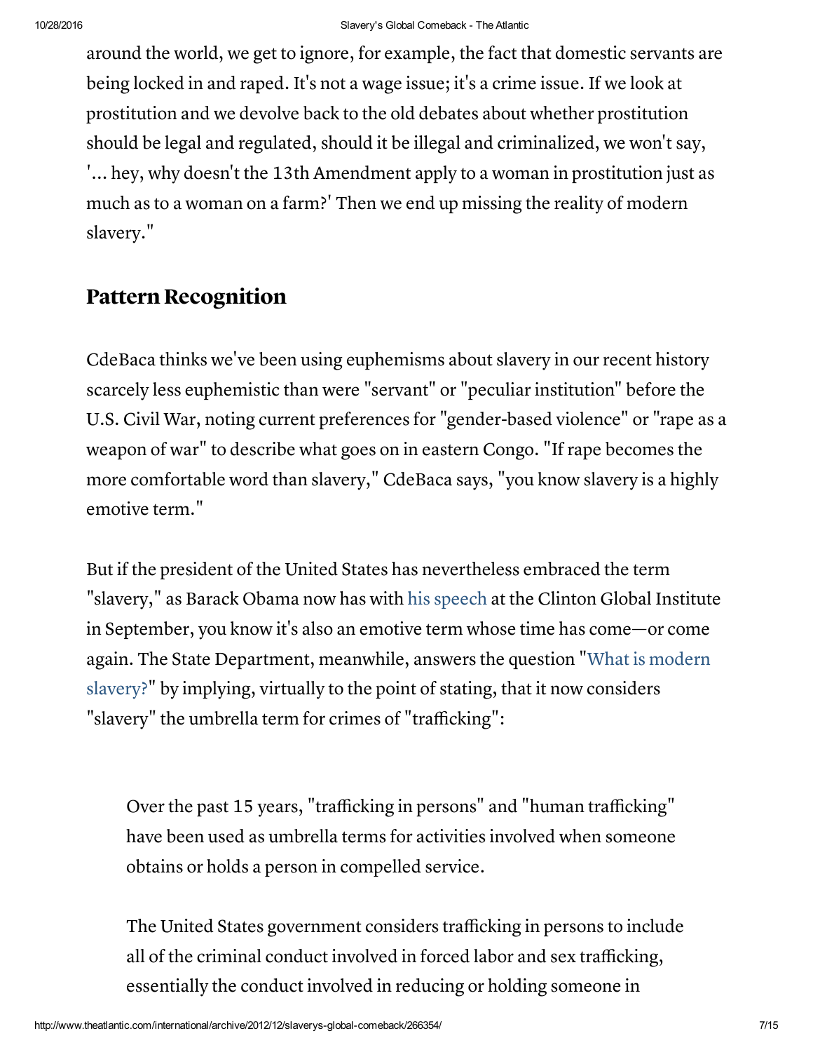around the world, we get to ignore, for example, the fact that domestic servants are being locked in and raped. It's not a wage issue; it's a crime issue. If we look at prostitution and we devolve back to the old debates about whether prostitution should be legal and regulated, should it be illegal and criminalized, we won't say, '... hey, why doesn't the 13th Amendment apply to a woman in prostitution just as much as to a woman on a farm?' Then we end up missing the reality of modern slavery."

## Pattern Recognition

CdeBaca thinks we've been using euphemisms about slavery in our recent history scarcely less euphemistic than were "servant" or "peculiar institution" before the U.S. Civil War, noting current preferences for "gender-based violence" or "rape as a weapon of war" to describe what goes on in eastern Congo. "If rape becomes the more comfortable word than slavery," CdeBaca says, "you know slavery is a highly emotive term."

But if the president of the United States has nevertheless embraced the term "slavery," as Barack Obama now has with his speech at the Clinton Global Institute in September, you know it's also an emotive term whose time has come—or come again. The State Department, meanwhile, answers the question "What is modern slavery?" by implying, virtually to the point of stating, that it now considers "slavery" the umbrella term for crimes of "trafficking":

> Over the past 15 years, "trafficking in persons" and "human trafficking" have been used as umbrella terms for activities involved when someone obtains or holds a person in compelled service.
>
> The United States government considers trafficking in persons to include all of the criminal conduct involved in forced labor and sex trafficking, essentially the conduct involved in reducing or holding someone in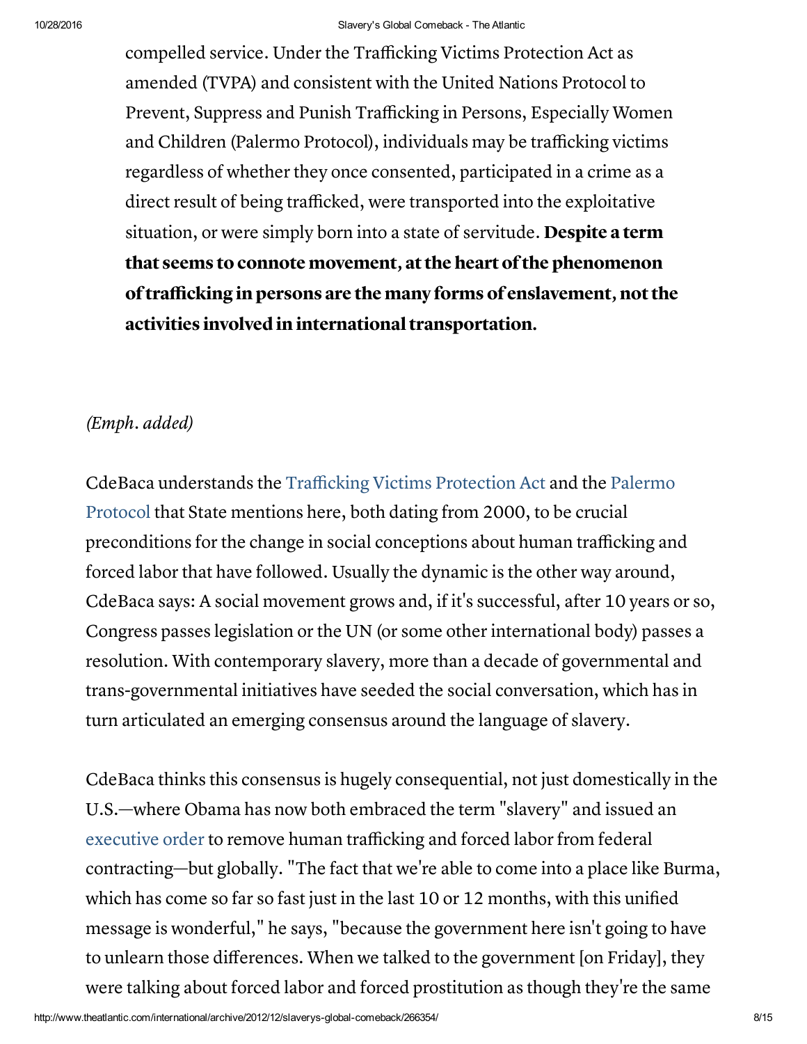> compelled service. Under the Trafficking Victims Protection Act as amended (TVPA) and consistent with the United Nations Protocol to Prevent, Suppress and Punish Trafficking in Persons, Especially Women and Children (Palermo Protocol), individuals may be trafficking victims regardless of whether they once consented, participated in a crime as a direct result of being trafficked, were transported into the exploitative situation, or were simply born into a state of servitude. **Despite a term that seems to connote movement, at the heart of the phenomenon of trafficking in persons are the many forms of enslavement, not the activities involved in international transportation.**

*(Emph. added)*

CdeBaca understands the Trafficking Victims Protection Act and the Palermo Protocol that State mentions here, both dating from 2000, to be crucial preconditions for the change in social conceptions about human trafficking and forced labor that have followed. Usually the dynamic is the other way around, CdeBaca says: A social movement grows and, if it's successful, after 10 years or so, Congress passes legislation or the UN (or some other international body) passes a resolution. With contemporary slavery, more than a decade of governmental and trans-governmental initiatives have seeded the social conversation, which has in turn articulated an emerging consensus around the language of slavery.

CdeBaca thinks this consensus is hugely consequential, not just domestically in the U.S.—where Obama has now both embraced the term "slavery" and issued an executive order to remove human trafficking and forced labor from federal contracting—but globally. "The fact that we're able to come into a place like Burma, which has come so far so fast just in the last 10 or 12 months, with this unified message is wonderful," he says, "because the government here isn't going to have to unlearn those differences. When we talked to the government [on Friday], they were talking about forced labor and forced prostitution as though they're the same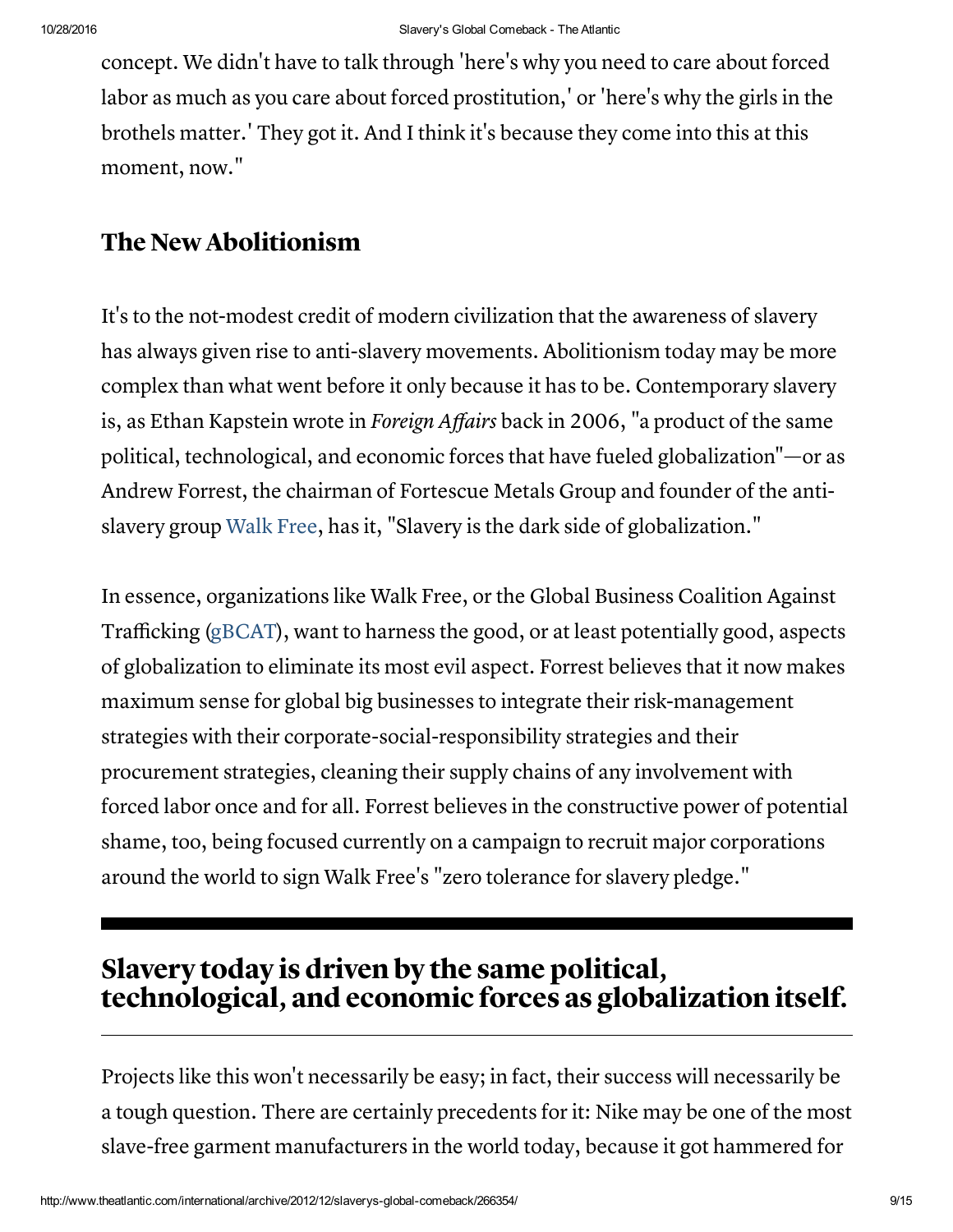concept. We didn't have to talk through 'here's why you need to care about forced labor as much as you care about forced prostitution,' or 'here's why the girls in the brothels matter.' They got it. And I think it's because they come into this at this moment, now."

## The New Abolitionism

It's to the not-modest credit of modern civilization that the awareness of slavery has always given rise to anti-slavery movements. Abolitionism today may be more complex than what went before it only because it has to be. Contemporary slavery is, as Ethan Kapstein wrote in *Foreign Affairs* back in 2006, "a product of the same political, technological, and economic forces that have fueled globalization"—or as Andrew Forrest, the chairman of Fortescue Metals Group and founder of the anti-slavery group Walk Free, has it, "Slavery is the dark side of globalization."

In essence, organizations like Walk Free, or the Global Business Coalition Against Trafficking (gBCAT), want to harness the good, or at least potentially good, aspects of globalization to eliminate its most evil aspect. Forrest believes that it now makes maximum sense for global big businesses to integrate their risk-management strategies with their corporate-social-responsibility strategies and their procurement strategies, cleaning their supply chains of any involvement with forced labor once and for all. Forrest believes in the constructive power of potential shame, too, being focused currently on a campaign to recruit major corporations around the world to sign Walk Free's "zero tolerance for slavery pledge."

**Slavery today is driven by the same political, technological, and economic forces as globalization itself.**

Projects like this won't necessarily be easy; in fact, their success will necessarily be a tough question. There are certainly precedents for it: Nike may be one of the most slave-free garment manufacturers in the world today, because it got hammered for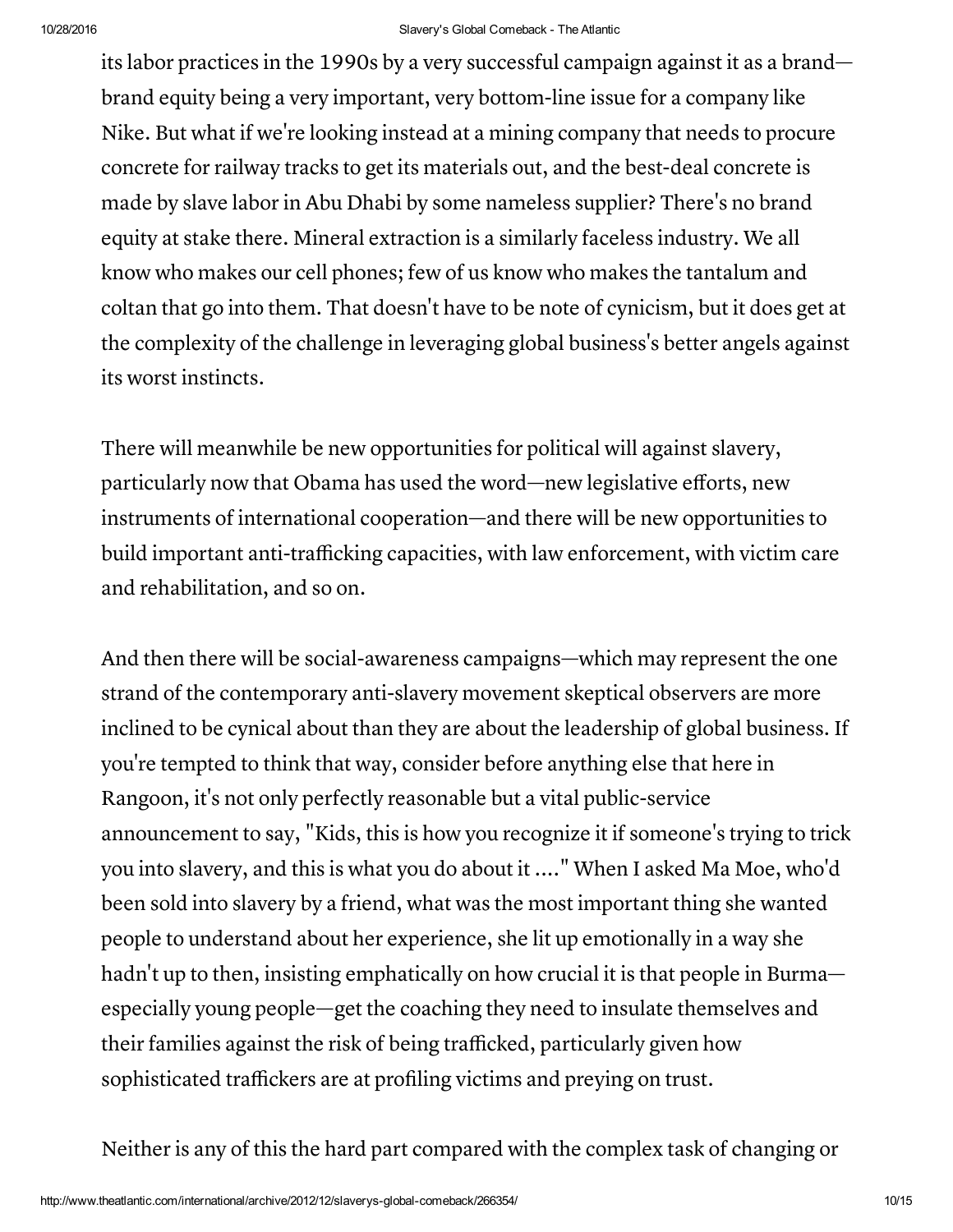its labor practices in the 1990s by a very successful campaign against it as a brand—brand equity being a very important, very bottom-line issue for a company like Nike. But what if we're looking instead at a mining company that needs to procure concrete for railway tracks to get its materials out, and the best-deal concrete is made by slave labor in Abu Dhabi by some nameless supplier? There's no brand equity at stake there. Mineral extraction is a similarly faceless industry. We all know who makes our cell phones; few of us know who makes the tantalum and coltan that go into them. That doesn't have to be note of cynicism, but it does get at the complexity of the challenge in leveraging global business's better angels against its worst instincts.

There will meanwhile be new opportunities for political will against slavery, particularly now that Obama has used the word—new legislative efforts, new instruments of international cooperation—and there will be new opportunities to build important anti-trafficking capacities, with law enforcement, with victim care and rehabilitation, and so on.

And then there will be social-awareness campaigns—which may represent the one strand of the contemporary anti-slavery movement skeptical observers are more inclined to be cynical about than they are about the leadership of global business. If you're tempted to think that way, consider before anything else that here in Rangoon, it's not only perfectly reasonable but a vital public-service announcement to say, "Kids, this is how you recognize it if someone's trying to trick you into slavery, and this is what you do about it ...." When I asked Ma Moe, who'd been sold into slavery by a friend, what was the most important thing she wanted people to understand about her experience, she lit up emotionally in a way she hadn't up to then, insisting emphatically on how crucial it is that people in Burma—especially young people—get the coaching they need to insulate themselves and their families against the risk of being trafficked, particularly given how sophisticated traffickers are at profiling victims and preying on trust.

Neither is any of this the hard part compared with the complex task of changing or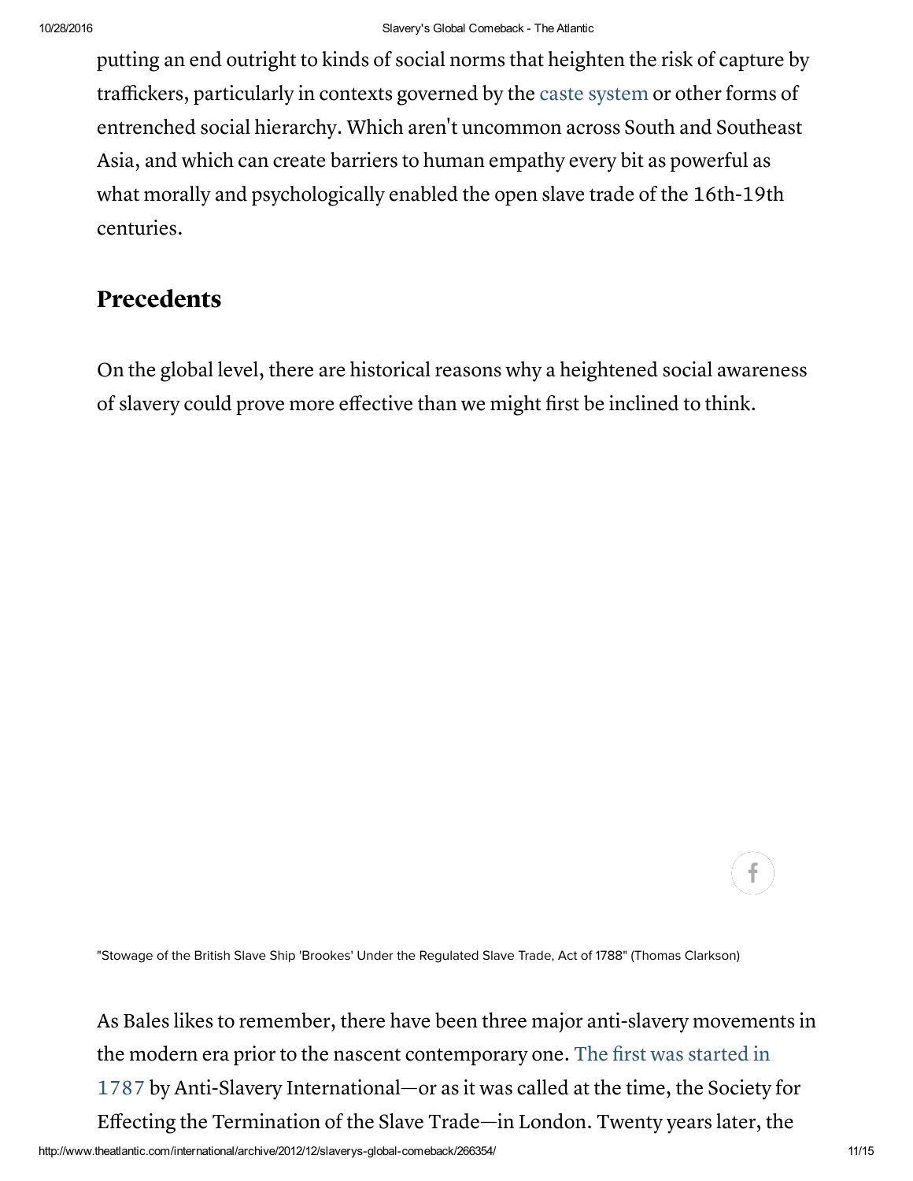putting an end outright to kinds of social norms that heighten the risk of capture by traffickers, particularly in contexts governed by the caste system or other forms of entrenched social hierarchy. Which aren't uncommon across South and Southeast Asia, and which can create barriers to human empathy every bit as powerful as what morally and psychologically enabled the open slave trade of the 16th-19th centuries.

## Precedents

On the global level, there are historical reasons why a heightened social awareness of slavery could prove more effective than we might first be inclined to think.

"Stowage of the British Slave Ship 'Brookes' Under the Regulated Slave Trade, Act of 1788" (Thomas Clarkson)

As Bales likes to remember, there have been three major anti-slavery movements in the modern era prior to the nascent contemporary one. The first was started in 1787 by Anti-Slavery International—or as it was called at the time, the Society for Effecting the Termination of the Slave Trade—in London. Twenty years later, the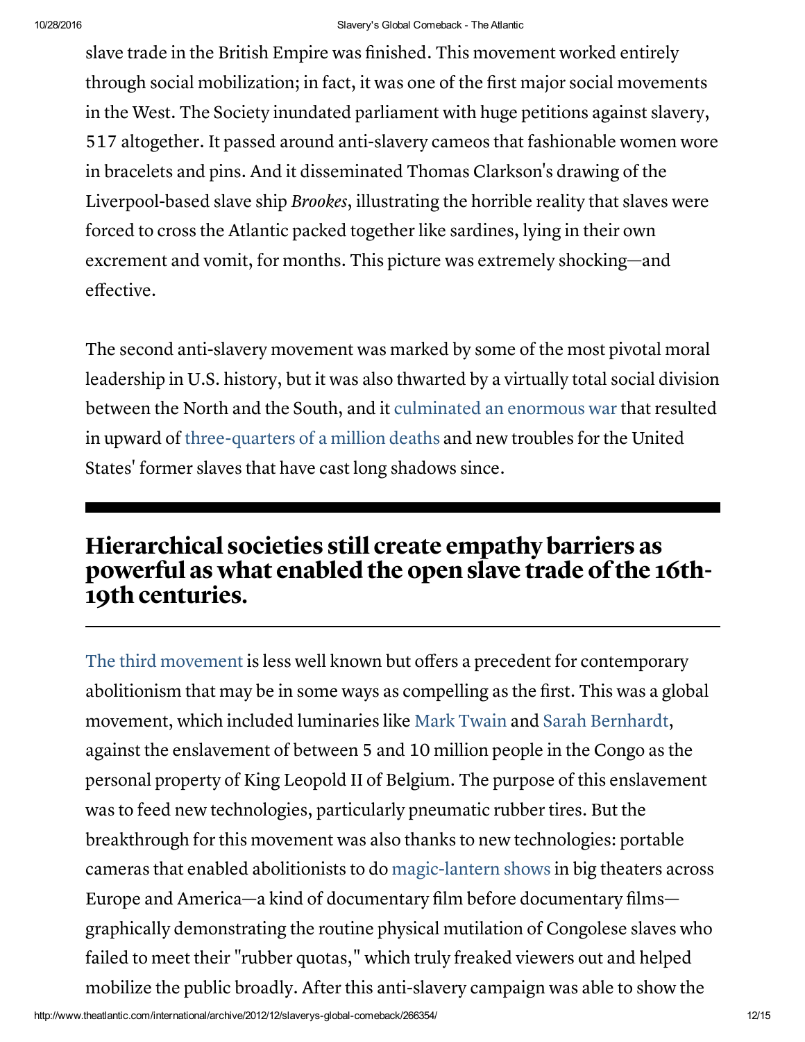slave trade in the British Empire was finished. This movement worked entirely through social mobilization; in fact, it was one of the first major social movements in the West. The Society inundated parliament with huge petitions against slavery, 517 altogether. It passed around anti-slavery cameos that fashionable women wore in bracelets and pins. And it disseminated Thomas Clarkson's drawing of the Liverpool-based slave ship *Brookes*, illustrating the horrible reality that slaves were forced to cross the Atlantic packed together like sardines, lying in their own excrement and vomit, for months. This picture was extremely shocking—and effective.

The second anti-slavery movement was marked by some of the most pivotal moral leadership in U.S. history, but it was also thwarted by a virtually total social division between the North and the South, and it culminated an enormous war that resulted in upward of three-quarters of a million deaths and new troubles for the United States' former slaves that have cast long shadows since.

## Hierarchical societies still create empathy barriers as powerful as what enabled the open slave trade of the 16th-19th centuries.

The third movement is less well known but offers a precedent for contemporary abolitionism that may be in some ways as compelling as the first. This was a global movement, which included luminaries like Mark Twain and Sarah Bernhardt, against the enslavement of between 5 and 10 million people in the Congo as the personal property of King Leopold II of Belgium. The purpose of this enslavement was to feed new technologies, particularly pneumatic rubber tires. But the breakthrough for this movement was also thanks to new technologies: portable cameras that enabled abolitionists to do magic-lantern shows in big theaters across Europe and America—a kind of documentary film before documentary films—graphically demonstrating the routine physical mutilation of Congolese slaves who failed to meet their "rubber quotas," which truly freaked viewers out and helped mobilize the public broadly. After this anti-slavery campaign was able to show the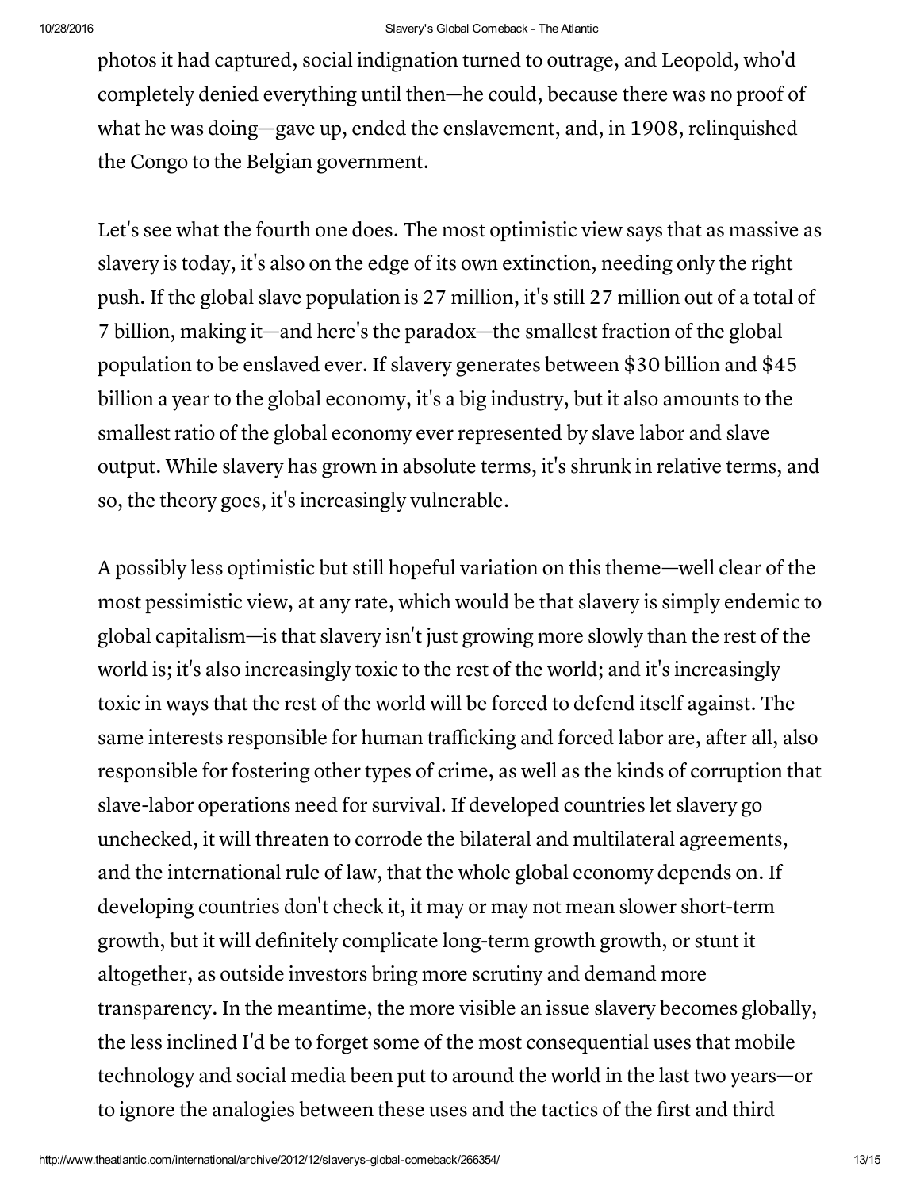photos it had captured, social indignation turned to outrage, and Leopold, who'd completely denied everything until then—he could, because there was no proof of what he was doing—gave up, ended the enslavement, and, in 1908, relinquished the Congo to the Belgian government.

Let's see what the fourth one does. The most optimistic view says that as massive as slavery is today, it's also on the edge of its own extinction, needing only the right push. If the global slave population is 27 million, it's still 27 million out of a total of 7 billion, making it—and here's the paradox—the smallest fraction of the global population to be enslaved ever. If slavery generates between $30 billion and $45 billion a year to the global economy, it's a big industry, but it also amounts to the smallest ratio of the global economy ever represented by slave labor and slave output. While slavery has grown in absolute terms, it's shrunk in relative terms, and so, the theory goes, it's increasingly vulnerable.

A possibly less optimistic but still hopeful variation on this theme—well clear of the most pessimistic view, at any rate, which would be that slavery is simply endemic to global capitalism—is that slavery isn't just growing more slowly than the rest of the world is; it's also increasingly toxic to the rest of the world; and it's increasingly toxic in ways that the rest of the world will be forced to defend itself against. The same interests responsible for human trafficking and forced labor are, after all, also responsible for fostering other types of crime, as well as the kinds of corruption that slave-labor operations need for survival. If developed countries let slavery go unchecked, it will threaten to corrode the bilateral and multilateral agreements, and the international rule of law, that the whole global economy depends on. If developing countries don't check it, it may or may not mean slower short-term growth, but it will definitely complicate long-term growth growth, or stunt it altogether, as outside investors bring more scrutiny and demand more transparency. In the meantime, the more visible an issue slavery becomes globally, the less inclined I'd be to forget some of the most consequential uses that mobile technology and social media been put to around the world in the last two years—or to ignore the analogies between these uses and the tactics of the first and third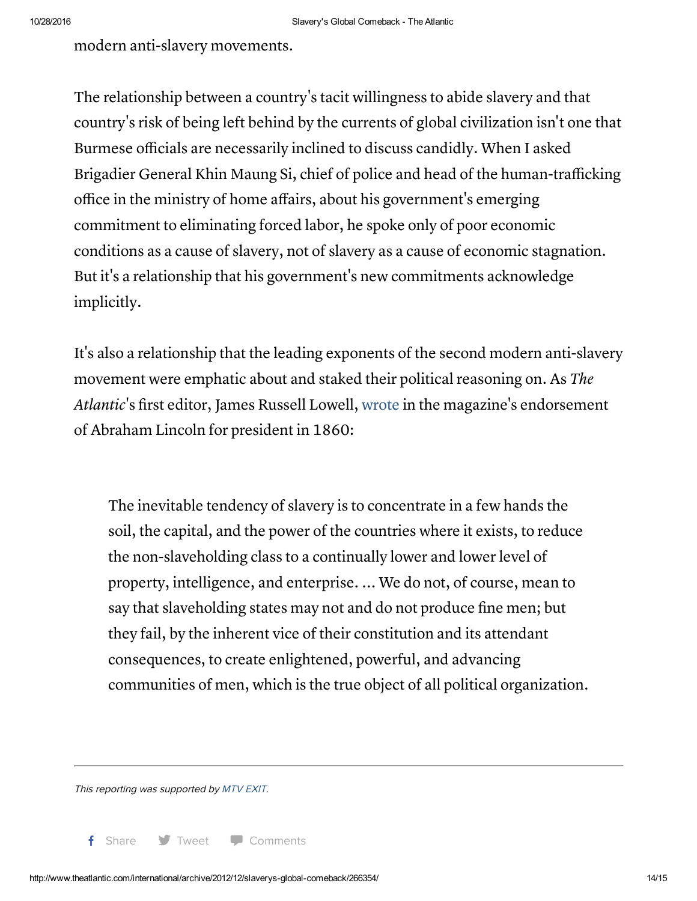modern anti-slavery movements.

The relationship between a country's tacit willingness to abide slavery and that country's risk of being left behind by the currents of global civilization isn't one that Burmese officials are necessarily inclined to discuss candidly. When I asked Brigadier General Khin Maung Si, chief of police and head of the human-trafficking office in the ministry of home affairs, about his government's emerging commitment to eliminating forced labor, he spoke only of poor economic conditions as a cause of slavery, not of slavery as a cause of economic stagnation. But it's a relationship that his government's new commitments acknowledge implicitly.

It's also a relationship that the leading exponents of the second modern anti-slavery movement were emphatic about and staked their political reasoning on. As *The Atlantic*'s first editor, James Russell Lowell, wrote in the magazine's endorsement of Abraham Lincoln for president in 1860:

> The inevitable tendency of slavery is to concentrate in a few hands the soil, the capital, and the power of the countries where it exists, to reduce the non-slaveholding class to a continually lower and lower level of property, intelligence, and enterprise. ... We do not, of course, mean to say that slaveholding states may not and do not produce fine men; but they fail, by the inherent vice of their constitution and its attendant consequences, to create enlightened, powerful, and advancing communities of men, which is the true object of all political organization.

---

*This reporting was supported by MTV EXIT.*

Share Tweet Comments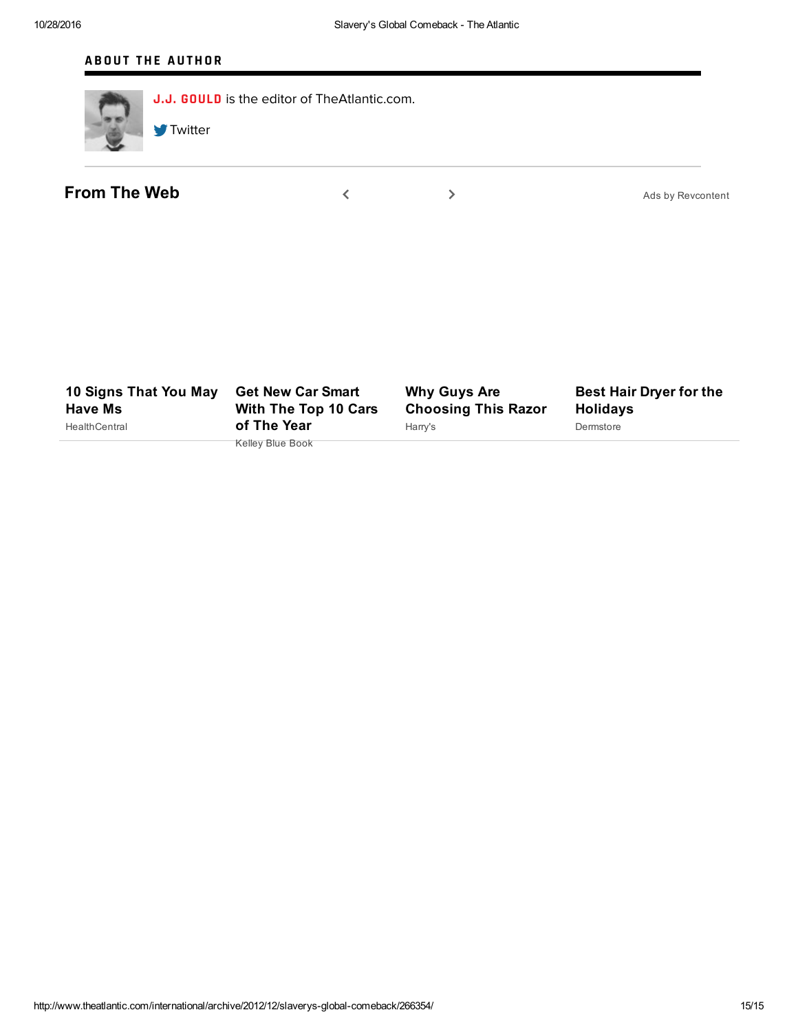## ABOUT THE AUTHOR

**J.J. GOULD** is the editor of TheAtlantic.com.

Twitter

## From The Web

Ads by Revcontent

**10 Signs That You May Have Ms**
HealthCentral

**Get New Car Smart With The Top 10 Cars of The Year**
Kelley Blue Book

**Why Guys Are Choosing This Razor**
Harry's

**Best Hair Dryer for the Holidays**
Dermstore